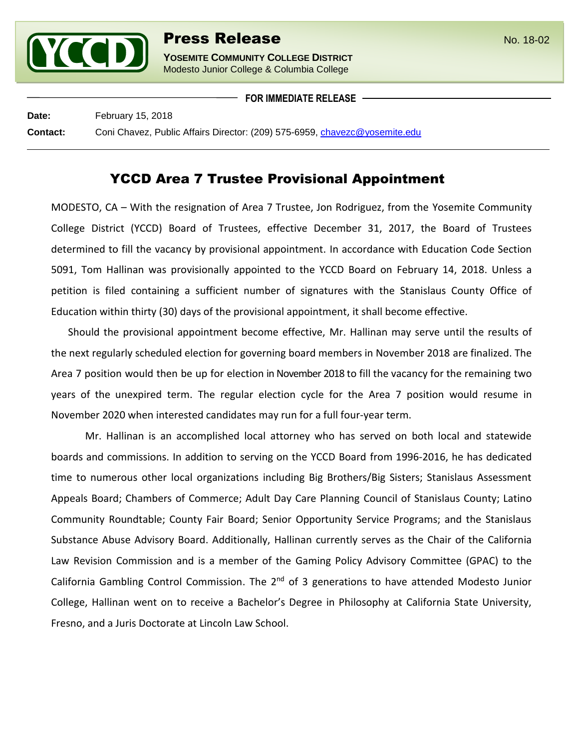**Press Release**

**YOSEMITE COMMUNITY COLLEGE DISTRICT**
Modesto Junior College & Columbia College

No. 18-02

**FOR IMMEDIATE RELEASE**

**Date:** February 15, 2018

**Contact:** Coni Chavez, Public Affairs Director: (209) 575-6959, chavezc@yosemite.edu

# YCCD Area 7 Trustee Provisional Appointment

MODESTO, CA – With the resignation of Area 7 Trustee, Jon Rodriguez, from the Yosemite Community College District (YCCD) Board of Trustees, effective December 31, 2017, the Board of Trustees determined to fill the vacancy by provisional appointment. In accordance with Education Code Section 5091, Tom Hallinan was provisionally appointed to the YCCD Board on February 14, 2018. Unless a petition is filed containing a sufficient number of signatures with the Stanislaus County Office of Education within thirty (30) days of the provisional appointment, it shall become effective.

Should the provisional appointment become effective, Mr. Hallinan may serve until the results of the next regularly scheduled election for governing board members in November 2018 are finalized. The Area 7 position would then be up for election in November 2018 to fill the vacancy for the remaining two years of the unexpired term. The regular election cycle for the Area 7 position would resume in November 2020 when interested candidates may run for a full four-year term.

Mr. Hallinan is an accomplished local attorney who has served on both local and statewide boards and commissions. In addition to serving on the YCCD Board from 1996-2016, he has dedicated time to numerous other local organizations including Big Brothers/Big Sisters; Stanislaus Assessment Appeals Board; Chambers of Commerce; Adult Day Care Planning Council of Stanislaus County; Latino Community Roundtable; County Fair Board; Senior Opportunity Service Programs; and the Stanislaus Substance Abuse Advisory Board. Additionally, Hallinan currently serves as the Chair of the California Law Revision Commission and is a member of the Gaming Policy Advisory Committee (GPAC) to the California Gambling Control Commission. The 2nd of 3 generations to have attended Modesto Junior College, Hallinan went on to receive a Bachelor's Degree in Philosophy at California State University, Fresno, and a Juris Doctorate at Lincoln Law School.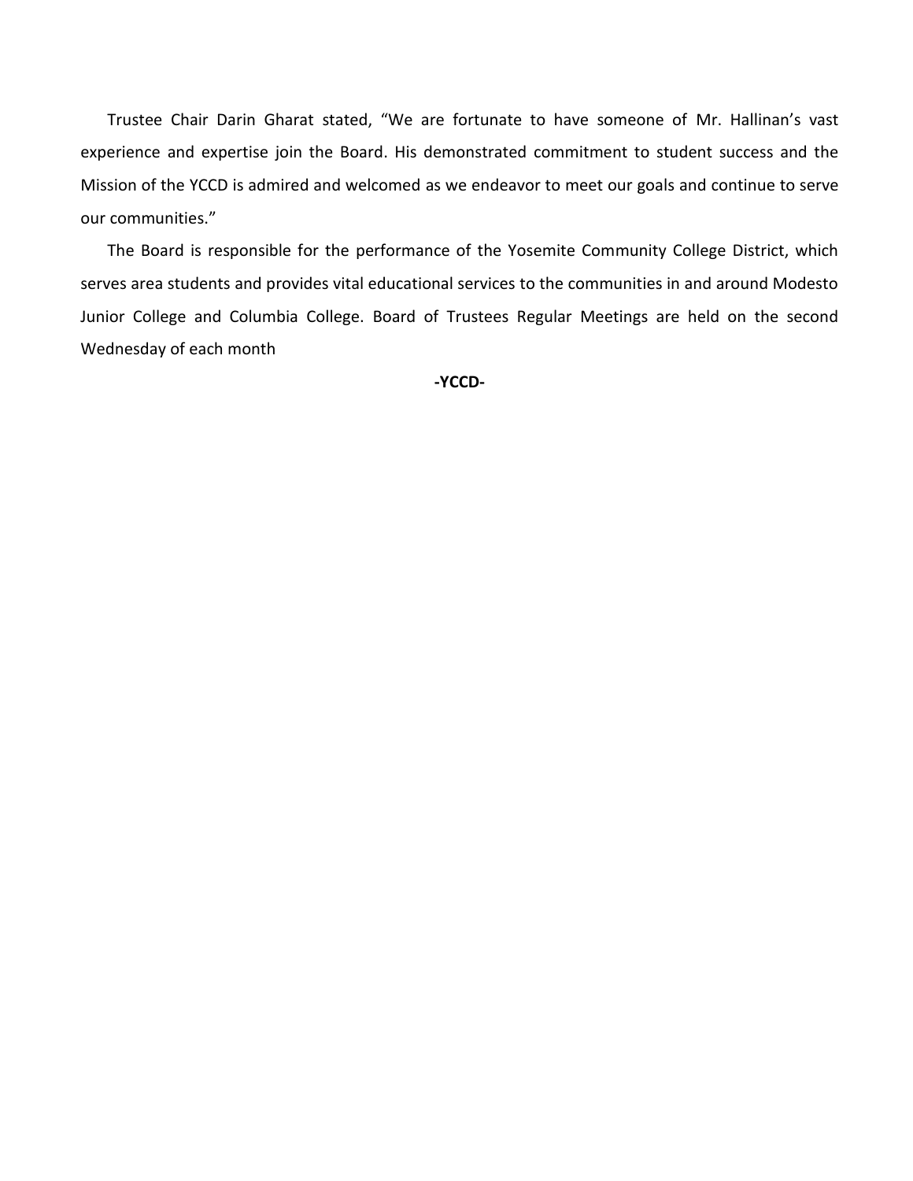Trustee Chair Darin Gharat stated, "We are fortunate to have someone of Mr. Hallinan's vast experience and expertise join the Board. His demonstrated commitment to student success and the Mission of the YCCD is admired and welcomed as we endeavor to meet our goals and continue to serve our communities."

The Board is responsible for the performance of the Yosemite Community College District, which serves area students and provides vital educational services to the communities in and around Modesto Junior College and Columbia College. Board of Trustees Regular Meetings are held on the second Wednesday of each month

**-YCCD-**